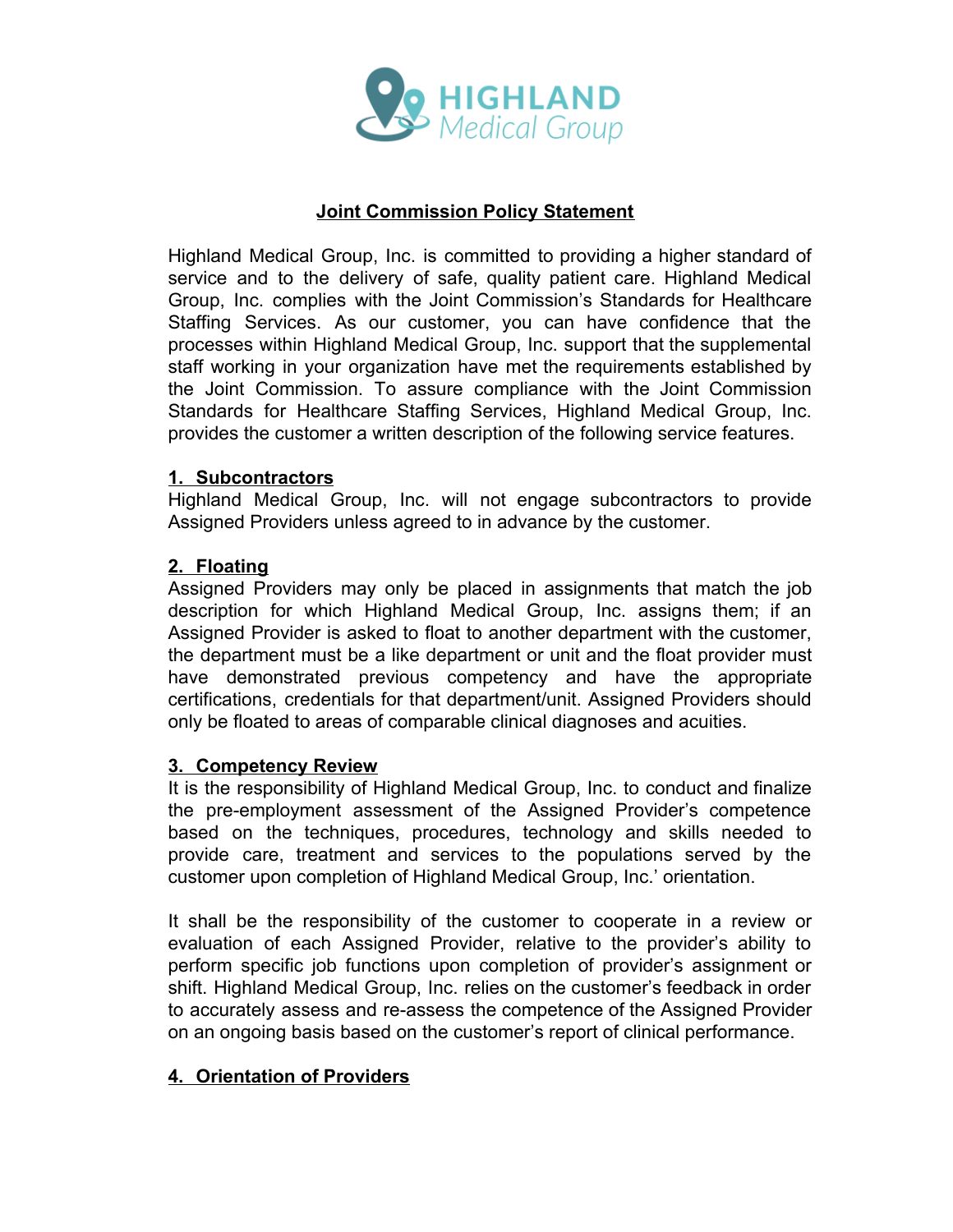# Joint Commission Policy Statement

Highland Medical Group, Inc. is committed to providing a higher standard of service and to the delivery of safe, quality patient care. Highland Medical Group, Inc. complies with the Joint Commission's Standards for Healthcare Staffing Services. As our customer, you can have confidence that the processes within Highland Medical Group, Inc. support that the supplemental staff working in your organization have met the requirements established by the Joint Commission. To assure compliance with the Joint Commission Standards for Healthcare Staffing Services, Highland Medical Group, Inc. provides the customer a written description of the following service features.

## 1. Subcontractors

Highland Medical Group, Inc. will not engage subcontractors to provide Assigned Providers unless agreed to in advance by the customer.

## 2. Floating

Assigned Providers may only be placed in assignments that match the job description for which Highland Medical Group, Inc. assigns them; if an Assigned Provider is asked to float to another department with the customer, the department must be a like department or unit and the float provider must have demonstrated previous competency and have the appropriate certifications, credentials for that department/unit. Assigned Providers should only be floated to areas of comparable clinical diagnoses and acuities.

## 3. Competency Review

It is the responsibility of Highland Medical Group, Inc. to conduct and finalize the pre-employment assessment of the Assigned Provider's competence based on the techniques, procedures, technology and skills needed to provide care, treatment and services to the populations served by the customer upon completion of Highland Medical Group, Inc.' orientation.

It shall be the responsibility of the customer to cooperate in a review or evaluation of each Assigned Provider, relative to the provider's ability to perform specific job functions upon completion of provider's assignment or shift. Highland Medical Group, Inc. relies on the customer's feedback in order to accurately assess and re-assess the competence of the Assigned Provider on an ongoing basis based on the customer's report of clinical performance.

## 4. Orientation of Providers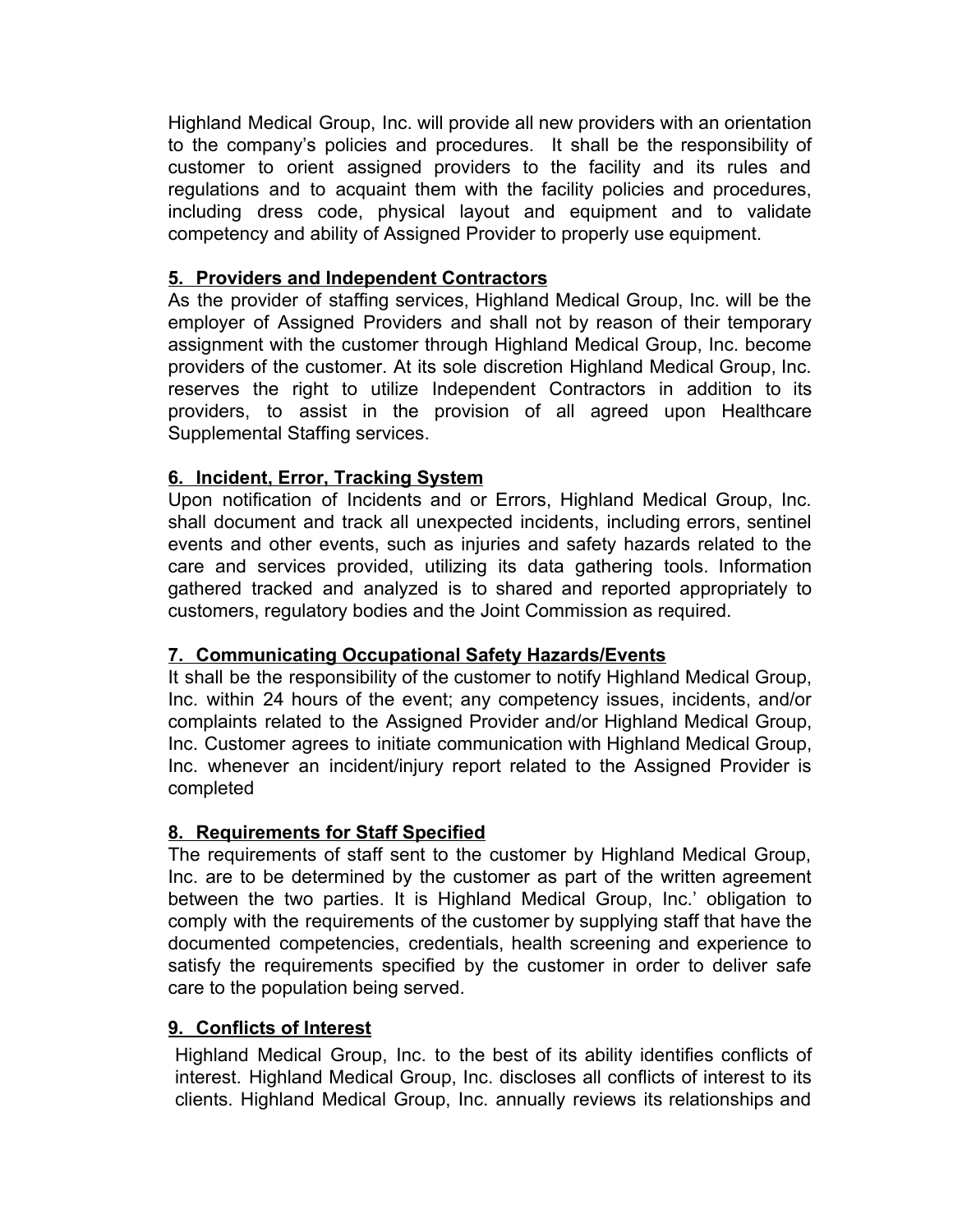Highland Medical Group, Inc. will provide all new providers with an orientation to the company's policies and procedures. It shall be the responsibility of customer to orient assigned providers to the facility and its rules and regulations and to acquaint them with the facility policies and procedures, including dress code, physical layout and equipment and to validate competency and ability of Assigned Provider to properly use equipment.

## 5. Providers and Independent Contractors

As the provider of staffing services, Highland Medical Group, Inc. will be the employer of Assigned Providers and shall not by reason of their temporary assignment with the customer through Highland Medical Group, Inc. become providers of the customer. At its sole discretion Highland Medical Group, Inc. reserves the right to utilize Independent Contractors in addition to its providers, to assist in the provision of all agreed upon Healthcare Supplemental Staffing services.

## 6. Incident, Error, Tracking System

Upon notification of Incidents and or Errors, Highland Medical Group, Inc. shall document and track all unexpected incidents, including errors, sentinel events and other events, such as injuries and safety hazards related to the care and services provided, utilizing its data gathering tools. Information gathered tracked and analyzed is to shared and reported appropriately to customers, regulatory bodies and the Joint Commission as required.

## 7. Communicating Occupational Safety Hazards/Events

It shall be the responsibility of the customer to notify Highland Medical Group, Inc. within 24 hours of the event; any competency issues, incidents, and/or complaints related to the Assigned Provider and/or Highland Medical Group, Inc. Customer agrees to initiate communication with Highland Medical Group, Inc. whenever an incident/injury report related to the Assigned Provider is completed

## 8. Requirements for Staff Specified

The requirements of staff sent to the customer by Highland Medical Group, Inc. are to be determined by the customer as part of the written agreement between the two parties. It is Highland Medical Group, Inc.' obligation to comply with the requirements of the customer by supplying staff that have the documented competencies, credentials, health screening and experience to satisfy the requirements specified by the customer in order to deliver safe care to the population being served.

## 9. Conflicts of Interest

Highland Medical Group, Inc. to the best of its ability identifies conflicts of interest. Highland Medical Group, Inc. discloses all conflicts of interest to its clients. Highland Medical Group, Inc. annually reviews its relationships and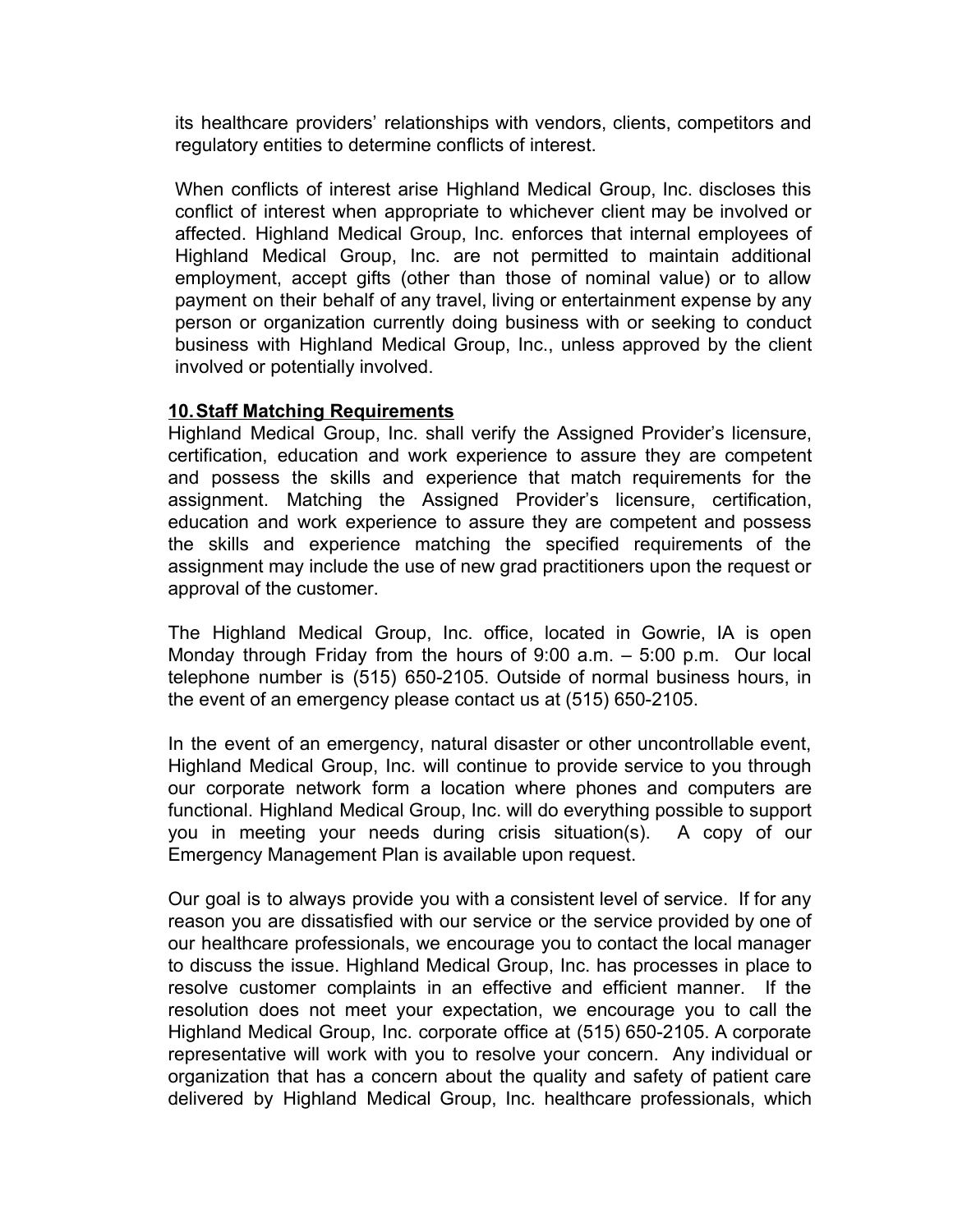its healthcare providers' relationships with vendors, clients, competitors and regulatory entities to determine conflicts of interest.

When conflicts of interest arise Highland Medical Group, Inc. discloses this conflict of interest when appropriate to whichever client may be involved or affected. Highland Medical Group, Inc. enforces that internal employees of Highland Medical Group, Inc. are not permitted to maintain additional employment, accept gifts (other than those of nominal value) or to allow payment on their behalf of any travel, living or entertainment expense by any person or organization currently doing business with or seeking to conduct business with Highland Medical Group, Inc., unless approved by the client involved or potentially involved.

**10. Staff Matching Requirements**

Highland Medical Group, Inc. shall verify the Assigned Provider's licensure, certification, education and work experience to assure they are competent and possess the skills and experience that match requirements for the assignment. Matching the Assigned Provider's licensure, certification, education and work experience to assure they are competent and possess the skills and experience matching the specified requirements of the assignment may include the use of new grad practitioners upon the request or approval of the customer.

The Highland Medical Group, Inc. office, located in Gowrie, IA is open Monday through Friday from the hours of 9:00 a.m. – 5:00 p.m. Our local telephone number is (515) 650-2105. Outside of normal business hours, in the event of an emergency please contact us at (515) 650-2105.

In the event of an emergency, natural disaster or other uncontrollable event, Highland Medical Group, Inc. will continue to provide service to you through our corporate network form a location where phones and computers are functional. Highland Medical Group, Inc. will do everything possible to support you in meeting your needs during crisis situation(s). A copy of our Emergency Management Plan is available upon request.

Our goal is to always provide you with a consistent level of service. If for any reason you are dissatisfied with our service or the service provided by one of our healthcare professionals, we encourage you to contact the local manager to discuss the issue. Highland Medical Group, Inc. has processes in place to resolve customer complaints in an effective and efficient manner. If the resolution does not meet your expectation, we encourage you to call the Highland Medical Group, Inc. corporate office at (515) 650-2105. A corporate representative will work with you to resolve your concern. Any individual or organization that has a concern about the quality and safety of patient care delivered by Highland Medical Group, Inc. healthcare professionals, which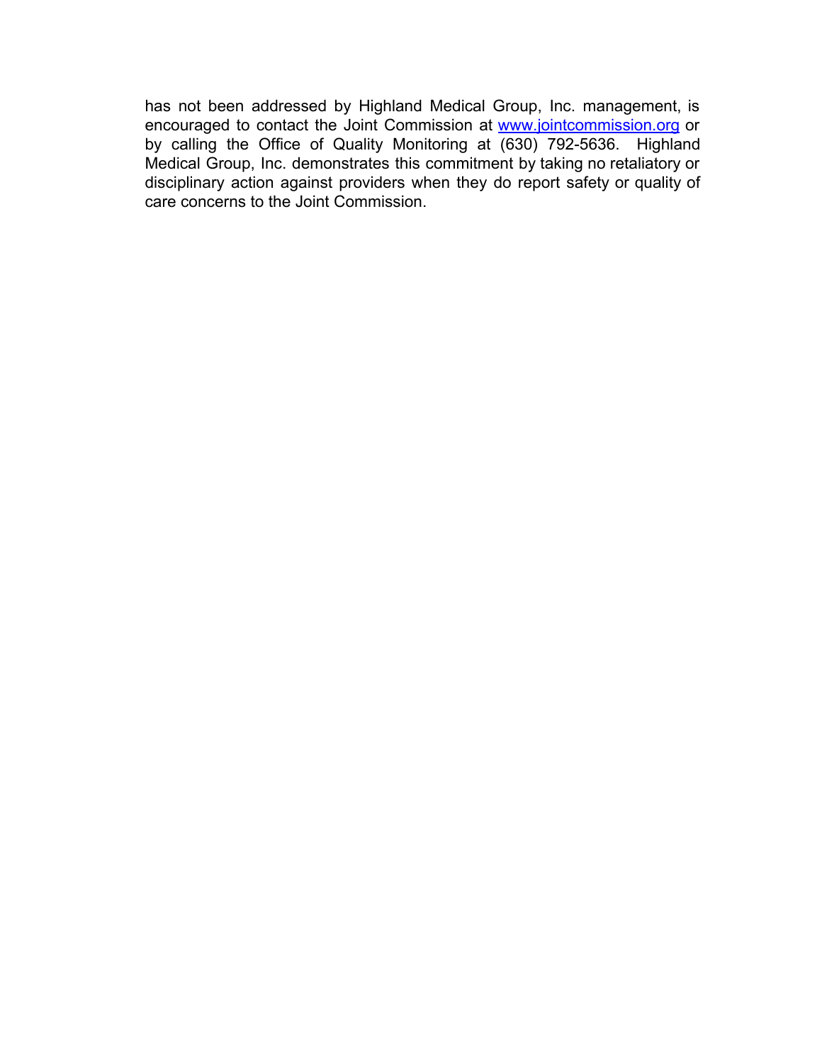has not been addressed by Highland Medical Group, Inc. management, is encouraged to contact the Joint Commission at www.jointcommission.org or by calling the Office of Quality Monitoring at (630) 792-5636. Highland Medical Group, Inc. demonstrates this commitment by taking no retaliatory or disciplinary action against providers when they do report safety or quality of care concerns to the Joint Commission.